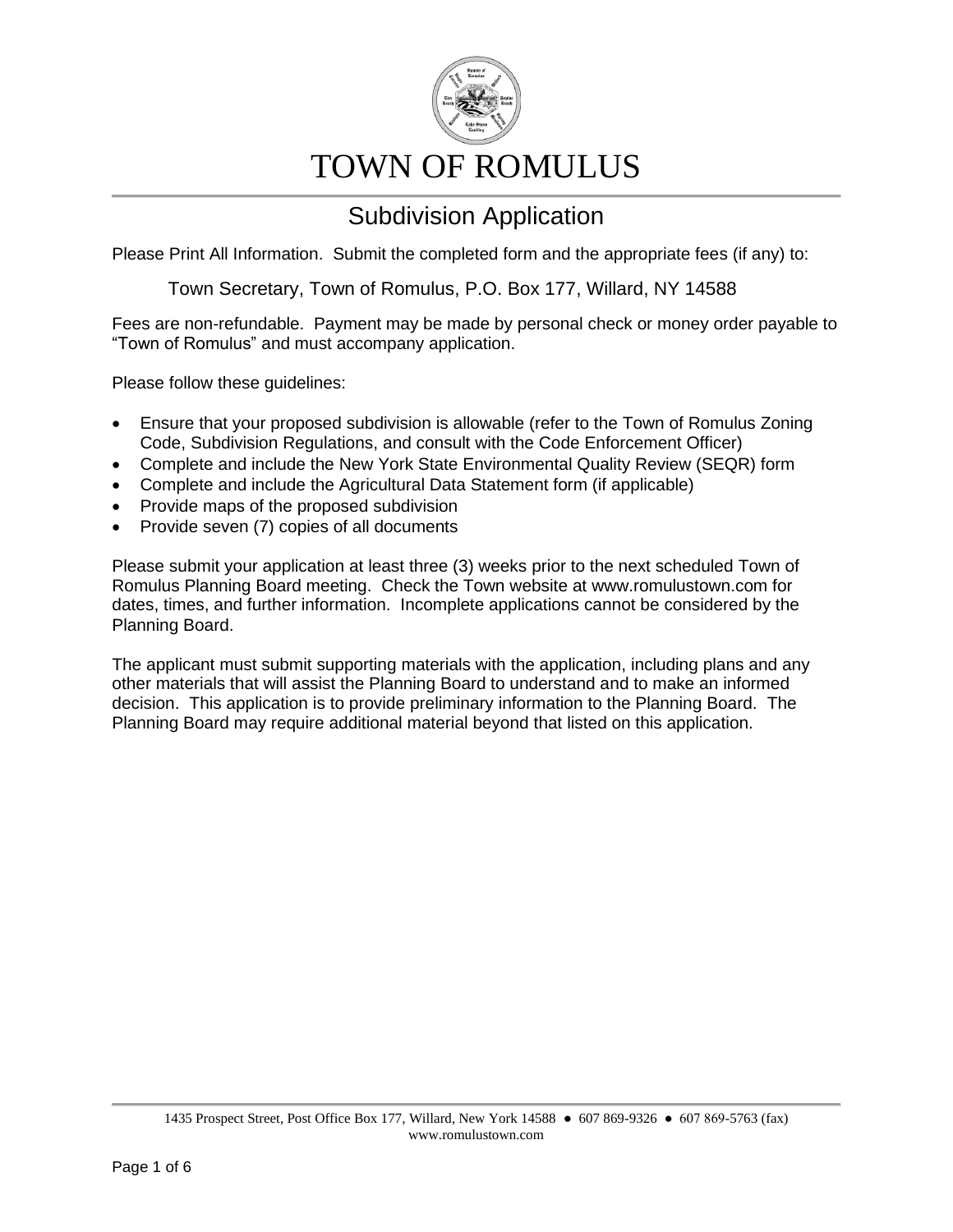# TOWN OF ROMULUS

## Subdivision Application

Please Print All Information. Submit the completed form and the appropriate fees (if any) to:

Town Secretary, Town of Romulus, P.O. Box 177, Willard, NY 14588

Fees are non-refundable. Payment may be made by personal check or money order payable to "Town of Romulus" and must accompany application.

Please follow these guidelines:

- Ensure that your proposed subdivision is allowable (refer to the Town of Romulus Zoning Code, Subdivision Regulations, and consult with the Code Enforcement Officer)
- Complete and include the New York State Environmental Quality Review (SEQR) form
- Complete and include the Agricultural Data Statement form (if applicable)
- Provide maps of the proposed subdivision
- Provide seven (7) copies of all documents

Please submit your application at least three (3) weeks prior to the next scheduled Town of Romulus Planning Board meeting. Check the Town website at www.romulustown.com for dates, times, and further information. Incomplete applications cannot be considered by the Planning Board.

The applicant must submit supporting materials with the application, including plans and any other materials that will assist the Planning Board to understand and to make an informed decision. This application is to provide preliminary information to the Planning Board. The Planning Board may require additional material beyond that listed on this application.

1435 Prospect Street, Post Office Box 177, Willard, New York 14588 ● 607 869-9326 ● 607 869-5763 (fax)
www.romulustown.com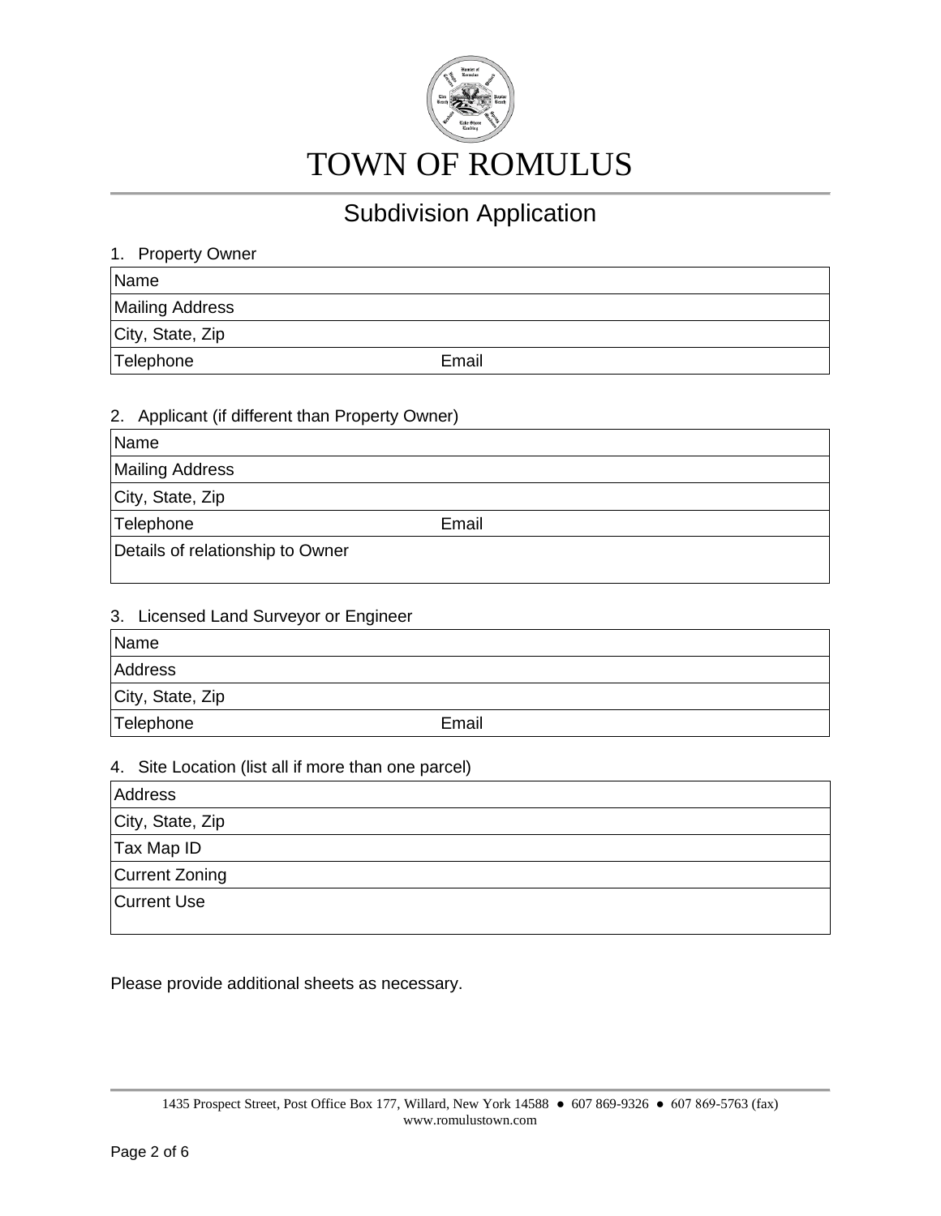# TOWN OF ROMULUS

## Subdivision Application

1. Property Owner

| Name | |
|---|---|
| Mailing Address | |
| City, State, Zip | |
| Telephone | Email |

2. Applicant (if different than Property Owner)

| Name | |
|---|---|
| Mailing Address | |
| City, State, Zip | |
| Telephone | Email |
| Details of relationship to Owner | |

3. Licensed Land Surveyor or Engineer

| Name | |
|---|---|
| Address | |
| City, State, Zip | |
| Telephone | Email |

4. Site Location (list all if more than one parcel)

| Address |
|---|
| City, State, Zip |
| Tax Map ID |
| Current Zoning |
| Current Use |

Please provide additional sheets as necessary.

1435 Prospect Street, Post Office Box 177, Willard, New York 14588 ● 607 869-9326 ● 607 869-5763 (fax)
www.romulustown.com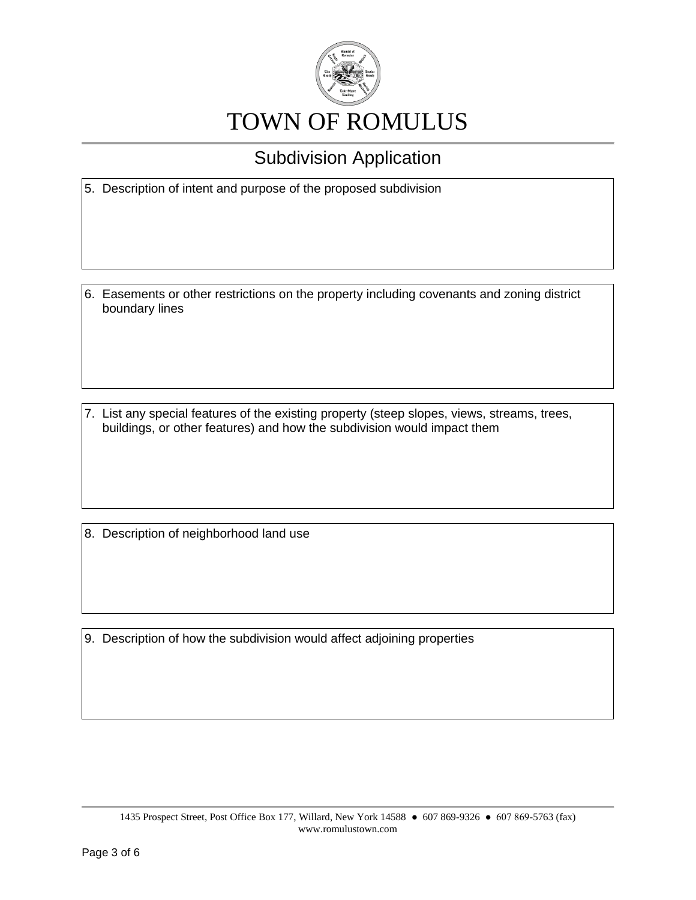# TOWN OF ROMULUS

## Subdivision Application

5. Description of intent and purpose of the proposed subdivision

6. Easements or other restrictions on the property including covenants and zoning district boundary lines

7. List any special features of the existing property (steep slopes, views, streams, trees, buildings, or other features) and how the subdivision would impact them

8. Description of neighborhood land use

9. Description of how the subdivision would affect adjoining properties

1435 Prospect Street, Post Office Box 177, Willard, New York 14588 ● 607 869-9326 ● 607 869-5763 (fax)
www.romulustown.com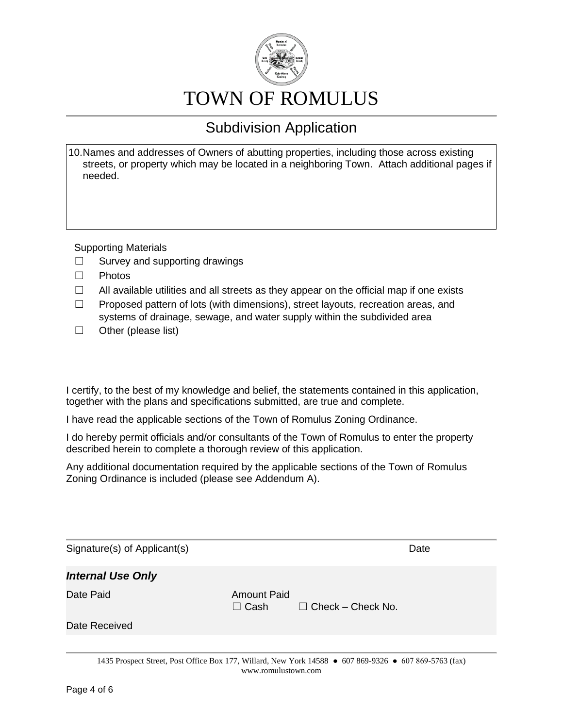# TOWN OF ROMULUS

## Subdivision Application

10. Names and addresses of Owners of abutting properties, including those across existing streets, or property which may be located in a neighboring Town. Attach additional pages if needed.

Supporting Materials

- ☐ Survey and supporting drawings
- ☐ Photos
- ☐ All available utilities and all streets as they appear on the official map if one exists
- ☐ Proposed pattern of lots (with dimensions), street layouts, recreation areas, and systems of drainage, sewage, and water supply within the subdivided area
- ☐ Other (please list)

I certify, to the best of my knowledge and belief, the statements contained in this application, together with the plans and specifications submitted, are true and complete.

I have read the applicable sections of the Town of Romulus Zoning Ordinance.

I do hereby permit officials and/or consultants of the Town of Romulus to enter the property described herein to complete a thorough review of this application.

Any additional documentation required by the applicable sections of the Town of Romulus Zoning Ordinance is included (please see Addendum A).

Signature(s) of Applicant(s) | Date

***Internal Use Only***

Date Paid | Amount Paid ☐ Cash ☐ Check – Check No.

Date Received

1435 Prospect Street, Post Office Box 177, Willard, New York 14588 ● 607 869-9326 ● 607 869-5763 (fax)
www.romulustown.com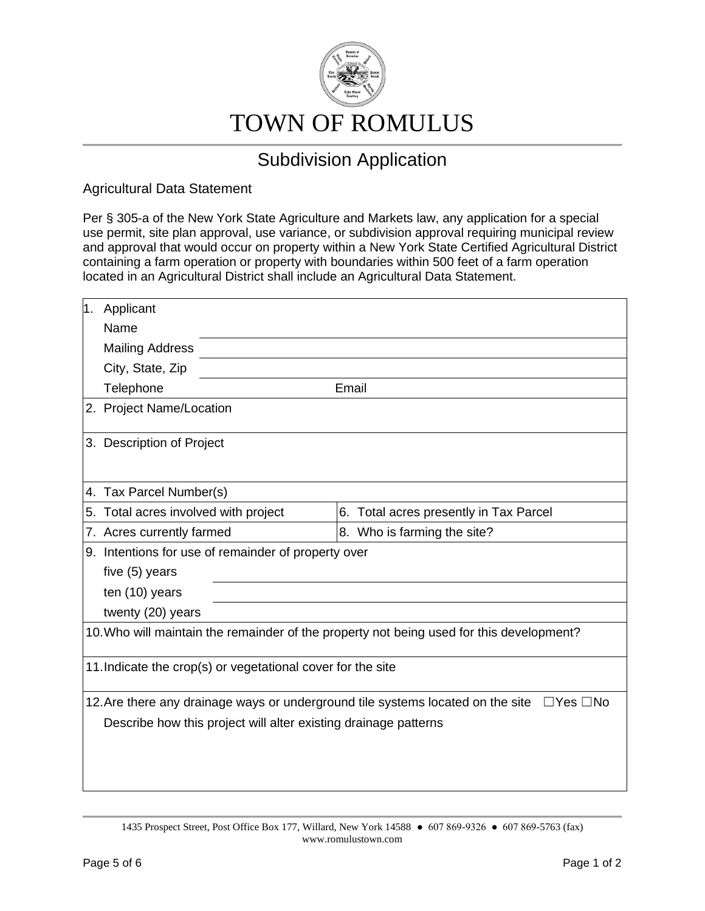# TOWN OF ROMULUS

## Subdivision Application

### Agricultural Data Statement

Per § 305-a of the New York State Agriculture and Markets law, any application for a special use permit, site plan approval, use variance, or subdivision approval requiring municipal review and approval that would occur on property within a New York State Certified Agricultural District containing a farm operation or property with boundaries within 500 feet of a farm operation located in an Agricultural District shall include an Agricultural Data Statement.

| | |
|---|---|
| 1. Applicant<br>Name \_\_\_\_\_\_\_\_\_\_<br>Mailing Address \_\_\_\_\_\_\_\_\_\_<br>City, State, Zip \_\_\_\_\_\_\_\_\_\_<br>Telephone \_\_\_\_\_\_\_\_\_\_ Email | |
| 2. Project Name/Location | |
| 3. Description of Project | |
| 4. Tax Parcel Number(s) | |
| 5. Total acres involved with project | 6. Total acres presently in Tax Parcel |
| 7. Acres currently farmed | 8. Who is farming the site? |
| 9. Intentions for use of remainder of property over<br>five (5) years \_\_\_\_\_\_\_\_\_\_<br>ten (10) years \_\_\_\_\_\_\_\_\_\_<br>twenty (20) years \_\_\_\_\_\_\_\_\_\_ | |
| 10. Who will maintain the remainder of the property not being used for this development? | |
| 11. Indicate the crop(s) or vegetational cover for the site | |
| 12. Are there any drainage ways or underground tile systems located on the site ☐Yes ☐No<br>Describe how this project will alter existing drainage patterns | |

1435 Prospect Street, Post Office Box 177, Willard, New York 14588 ● 607 869-9326 ● 607 869-5763 (fax)
www.romulustown.com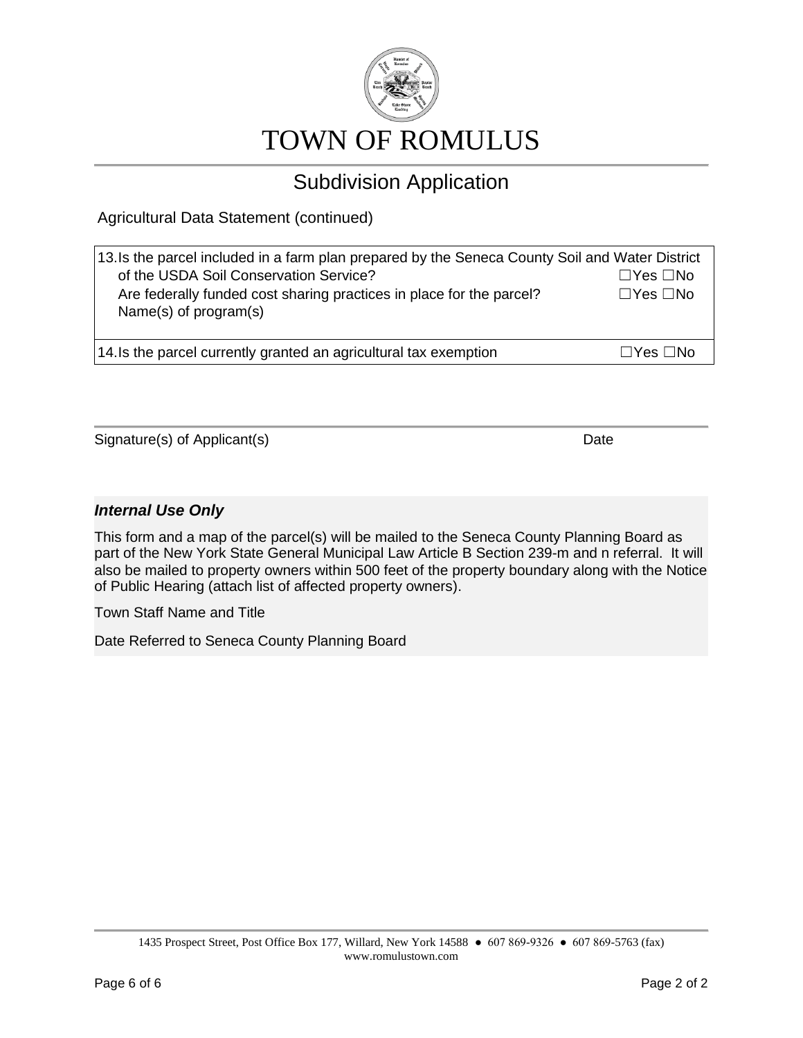# TOWN OF ROMULUS

## Subdivision Application

Agricultural Data Statement (continued)

| | |
|---|---|
| 13. Is the parcel included in a farm plan prepared by the Seneca County Soil and Water District of the USDA Soil Conservation Service? | ☐Yes ☐No |
| Are federally funded cost sharing practices in place for the parcel? Name(s) of program(s) | ☐Yes ☐No |
| 14. Is the parcel currently granted an agricultural tax exemption | ☐Yes ☐No |

Signature(s) of Applicant(s) Date

### *Internal Use Only*

This form and a map of the parcel(s) will be mailed to the Seneca County Planning Board as part of the New York State General Municipal Law Article B Section 239-m and n referral. It will also be mailed to property owners within 500 feet of the property boundary along with the Notice of Public Hearing (attach list of affected property owners).

Town Staff Name and Title

Date Referred to Seneca County Planning Board

1435 Prospect Street, Post Office Box 177, Willard, New York 14588 ● 607 869-9326 ● 607 869-5763 (fax)
www.romulustown.com